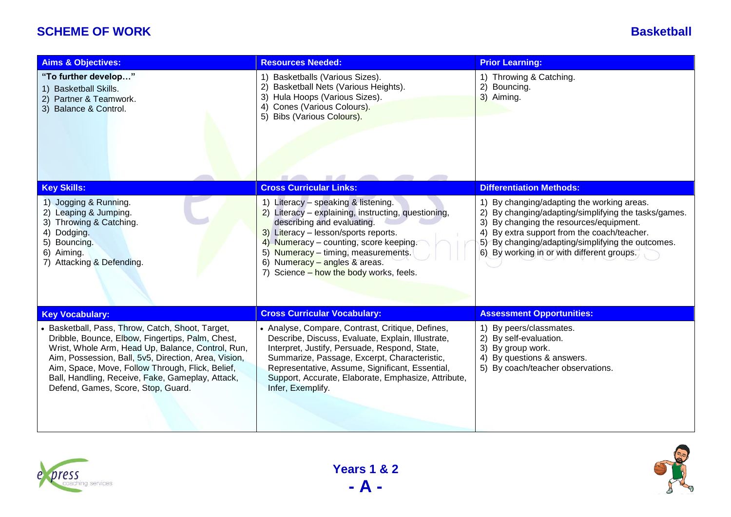# SCHEME OF WORK

## Basketball

| Aims & Objectives: | Resources Needed: | Prior Learning: |
| --- | --- | --- |
| **"To further develop…"**<br>1) Basketball Skills.<br>2) Partner & Teamwork.<br>3) Balance & Control. | 1) Basketballs (Various Sizes).<br>2) Basketball Nets (Various Heights).<br>3) Hula Hoops (Various Sizes).<br>4) Cones (Various Colours).<br>5) Bibs (Various Colours). | 1) Throwing & Catching.<br>2) Bouncing.<br>3) Aiming. |
| **Key Skills:** | **Cross Curricular Links:** | **Differentiation Methods:** |
| 1) Jogging & Running.<br>2) Leaping & Jumping.<br>3) Throwing & Catching.<br>4) Dodging.<br>5) Bouncing.<br>6) Aiming.<br>7) Attacking & Defending. | 1) Literacy – speaking & listening.<br>2) Literacy – explaining, instructing, questioning, describing and evaluating.<br>3) Literacy – lesson/sports reports.<br>4) Numeracy – counting, score keeping.<br>5) Numeracy – timing, measurements.<br>6) Numeracy – angles & areas.<br>7) Science – how the body works, feels. | 1) By changing/adapting the working areas.<br>2) By changing/adapting/simplifying the tasks/games.<br>3) By changing the resources/equipment.<br>4) By extra support from the coach/teacher.<br>5) By changing/adapting/simplifying the outcomes.<br>6) By working in or with different groups. |
| **Key Vocabulary:** | **Cross Curricular Vocabulary:** | **Assessment Opportunities:** |
| • Basketball, Pass, Throw, Catch, Shoot, Target, Dribble, Bounce, Elbow, Fingertips, Palm, Chest, Wrist, Whole Arm, Head Up, Balance, Control, Run, Aim, Possession, Ball, 5v5, Direction, Area, Vision, Aim, Space, Move, Follow Through, Flick, Belief, Ball, Handling, Receive, Fake, Gameplay, Attack, Defend, Games, Score, Stop, Guard. | • Analyse, Compare, Contrast, Critique, Defines, Describe, Discuss, Evaluate, Explain, Illustrate, Interpret, Justify, Persuade, Respond, State, Summarize, Passage, Excerpt, Characteristic, Representative, Assume, Significant, Essential, Support, Accurate, Elaborate, Emphasize, Attribute, Infer, Exemplify. | 1) By peers/classmates.<br>2) By self-evaluation.<br>3) By group work.<br>4) By questions & answers.<br>5) By coach/teacher observations. |

**Years 1 & 2**

**- A -**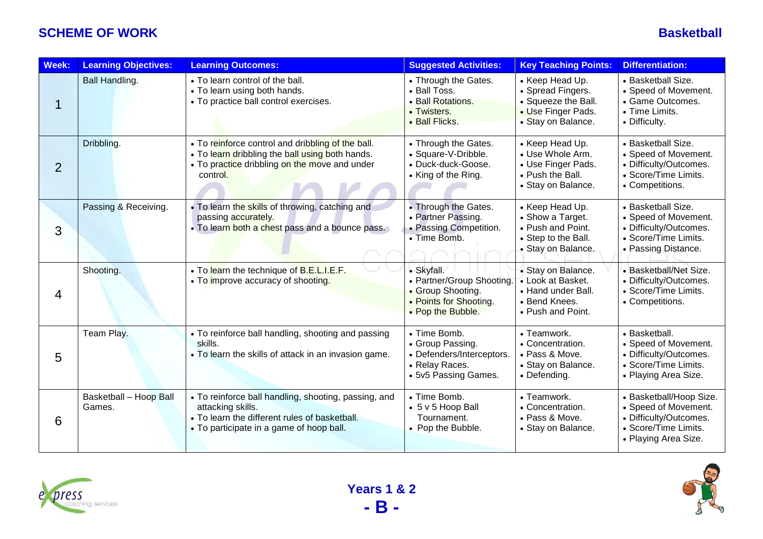# SCHEME OF WORK

## Basketball

| Week: | Learning Objectives: | Learning Outcomes: | Suggested Activities: | Key Teaching Points: | Differentiation: |
|---|---|---|---|---|---|
| 1 | Ball Handling. | • To learn control of the ball.<br>• To learn using both hands.<br>• To practice ball control exercises. | • Through the Gates.<br>• Ball Toss.<br>• Ball Rotations.<br>• Twisters.<br>• Ball Flicks. | • Keep Head Up.<br>• Spread Fingers.<br>• Squeeze the Ball.<br>• Use Finger Pads.<br>• Stay on Balance. | • Basketball Size.<br>• Speed of Movement.<br>• Game Outcomes.<br>• Time Limits.<br>• Difficulty. |
| 2 | Dribbling. | • To reinforce control and dribbling of the ball.<br>• To learn dribbling the ball using both hands.<br>• To practice dribbling on the move and under control. | • Through the Gates.<br>• Square-V-Dribble.<br>• Duck-duck-Goose.<br>• King of the Ring. | • Keep Head Up.<br>• Use Whole Arm.<br>• Use Finger Pads.<br>• Push the Ball.<br>• Stay on Balance. | • Basketball Size.<br>• Speed of Movement.<br>• Difficulty/Outcomes.<br>• Score/Time Limits.<br>• Competitions. |
| 3 | Passing & Receiving. | • To learn the skills of throwing, catching and passing accurately.<br>• To learn both a chest pass and a bounce pass. | • Through the Gates.<br>• Partner Passing.<br>• Passing Competition.<br>• Time Bomb. | • Keep Head Up.<br>• Show a Target.<br>• Push and Point.<br>• Step to the Ball.<br>• Stay on Balance. | • Basketball Size.<br>• Speed of Movement.<br>• Difficulty/Outcomes.<br>• Score/Time Limits.<br>• Passing Distance. |
| 4 | Shooting. | • To learn the technique of B.E.L.I.E.F.<br>• To improve accuracy of shooting. | • Skyfall.<br>• Partner/Group Shooting.<br>• Group Shooting.<br>• Points for Shooting.<br>• Pop the Bubble. | • Stay on Balance.<br>• Look at Basket.<br>• Hand under Ball.<br>• Bend Knees.<br>• Push and Point. | • Basketball/Net Size.<br>• Difficulty/Outcomes.<br>• Score/Time Limits.<br>• Competitions. |
| 5 | Team Play. | • To reinforce ball handling, shooting and passing skills.<br>• To learn the skills of attack in an invasion game. | • Time Bomb.<br>• Group Passing.<br>• Defenders/Interceptors.<br>• Relay Races.<br>• 5v5 Passing Games. | • Teamwork.<br>• Concentration.<br>• Pass & Move.<br>• Stay on Balance.<br>• Defending. | • Basketball.<br>• Speed of Movement.<br>• Difficulty/Outcomes.<br>• Score/Time Limits.<br>• Playing Area Size. |
| 6 | Basketball – Hoop Ball Games. | • To reinforce ball handling, shooting, passing, and attacking skills.<br>• To learn the different rules of basketball.<br>• To participate in a game of hoop ball. | • Time Bomb.<br>• 5 v 5 Hoop Ball Tournament.<br>• Pop the Bubble. | • Teamwork.<br>• Concentration.<br>• Pass & Move.<br>• Stay on Balance. | • Basketball/Hoop Size.<br>• Speed of Movement.<br>• Difficulty/Outcomes.<br>• Score/Time Limits.<br>• Playing Area Size. |

Years 1 & 2

**- B -**